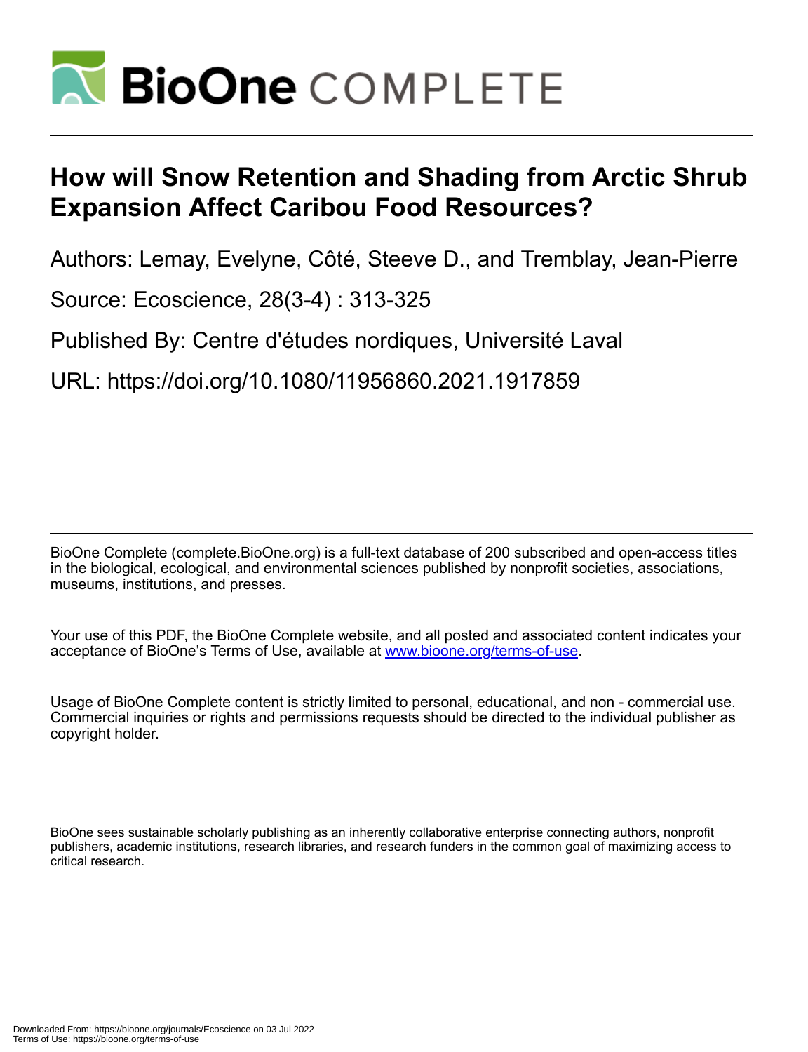# BioOne COMPLETE

# How will Snow Retention and Shading from Arctic Shrub Expansion Affect Caribou Food Resources?

Authors: Lemay, Evelyne, Côté, Steeve D., and Tremblay, Jean-Pierre

Source: Ecoscience, 28(3-4) : 313-325

Published By: Centre d'études nordiques, Université Laval

URL: https://doi.org/10.1080/11956860.2021.1917859

BioOne Complete (complete.BioOne.org) is a full-text database of 200 subscribed and open-access titles in the biological, ecological, and environmental sciences published by nonprofit societies, associations, museums, institutions, and presses.

Your use of this PDF, the BioOne Complete website, and all posted and associated content indicates your acceptance of BioOne's Terms of Use, available at www.bioone.org/terms-of-use.

Usage of BioOne Complete content is strictly limited to personal, educational, and non - commercial use. Commercial inquiries or rights and permissions requests should be directed to the individual publisher as copyright holder.

BioOne sees sustainable scholarly publishing as an inherently collaborative enterprise connecting authors, nonprofit publishers, academic institutions, research libraries, and research funders in the common goal of maximizing access to critical research.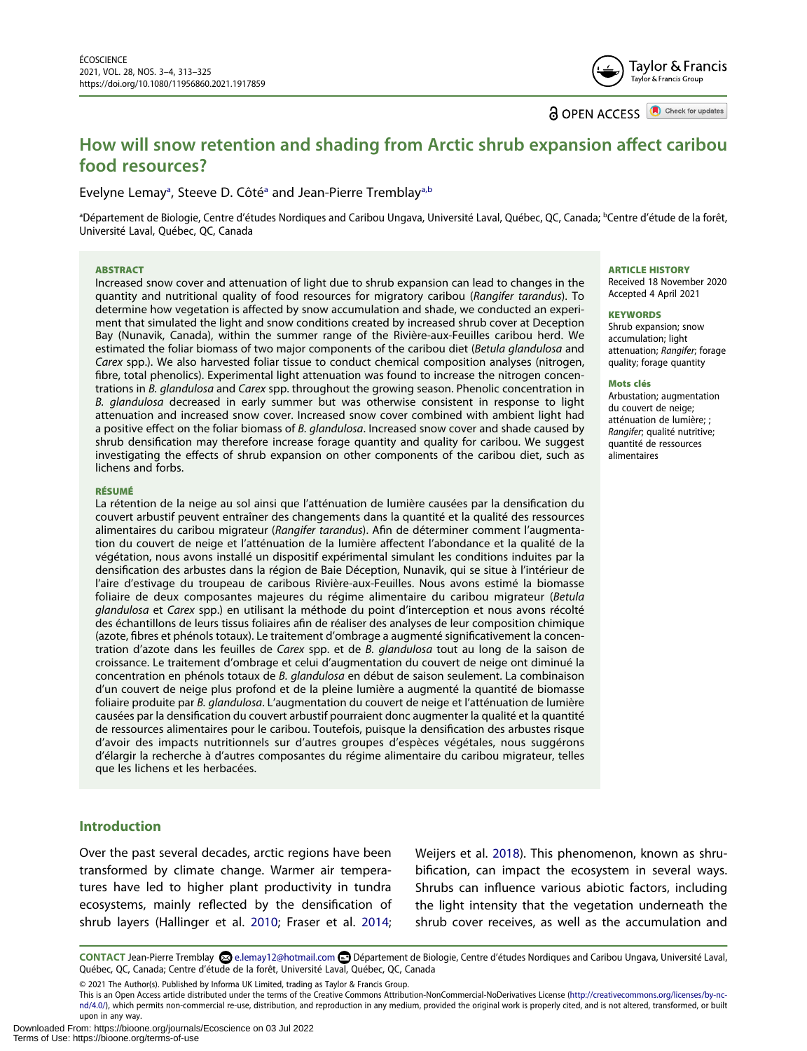# How will snow retention and shading from Arctic shrub expansion affect caribou food resources?

Evelyne Lemay[a], Steeve D. Côté[a] and Jean-Pierre Tremblay[a,b]

[a]Département de Biologie, Centre d'études Nordiques and Caribou Ungava, Université Laval, Québec, QC, Canada; [b]Centre d'étude de la forêt, Université Laval, Québec, QC, Canada

## ABSTRACT

Increased snow cover and attenuation of light due to shrub expansion can lead to changes in the quantity and nutritional quality of food resources for migratory caribou (*Rangifer tarandus*). To determine how vegetation is affected by snow accumulation and shade, we conducted an experiment that simulated the light and snow conditions created by increased shrub cover at Deception Bay (Nunavik, Canada), within the summer range of the Rivière-aux-Feuilles caribou herd. We estimated the foliar biomass of two major components of the caribou diet (*Betula glandulosa* and *Carex* spp.). We also harvested foliar tissue to conduct chemical composition analyses (nitrogen, fibre, total phenolics). Experimental light attenuation was found to increase the nitrogen concentrations in *B. glandulosa* and *Carex* spp. throughout the growing season. Phenolic concentration in *B. glandulosa* decreased in early summer but was otherwise consistent in response to light attenuation and increased snow cover. Increased snow cover combined with ambient light had a positive effect on the foliar biomass of *B. glandulosa*. Increased snow cover and shade caused by shrub densification may therefore increase forage quantity and quality for caribou. We suggest investigating the effects of shrub expansion on other components of the caribou diet, such as lichens and forbs.

## RÉSUMÉ

La rétention de la neige au sol ainsi que l'atténuation de lumière causées par la densification du couvert arbustif peuvent entraîner des changements dans la quantité et la qualité des ressources alimentaires du caribou migrateur (*Rangifer tarandus*). Afin de déterminer comment l'augmentation du couvert de neige et l'atténuation de la lumière affectent l'abondance et la qualité de la végétation, nous avons installé un dispositif expérimental simulant les conditions induites par la densification des arbustes dans la région de Baie Déception, Nunavik, qui se situe à l'intérieur de l'aire d'estivage du troupeau de caribous Rivière-aux-Feuilles. Nous avons estimé la biomasse foliaire de deux composantes majeures du régime alimentaire du caribou migrateur (*Betula glandulosa* et *Carex* spp.) en utilisant la méthode du point d'interception et nous avons récolté des échantillons de leurs tissus foliaires afin de réaliser des analyses de leur composition chimique (azote, fibres et phénols totaux). Le traitement d'ombrage a augmenté significativement la concentration d'azote dans les feuilles de *Carex* spp. et de *B. glandulosa* tout au long de la saison de croissance. Le traitement d'ombrage et celui d'augmentation du couvert de neige ont diminué la concentration en phénols totaux de *B. glandulosa* en début de saison seulement. La combinaison d'un couvert de neige plus profond et de la pleine lumière a augmenté la quantité de biomasse foliaire produite par *B. glandulosa*. L'augmentation du couvert de neige et l'atténuation de lumière causées par la densification du couvert arbustif pourraient donc augmenter la qualité et la quantité de ressources alimentaires pour le caribou. Toutefois, puisque la densification des arbustes risque d'avoir des impacts nutritionnels sur d'autres groupes d'espèces végétales, nous suggérons d'élargir la recherche à d'autres composantes du régime alimentaire du caribou migrateur, telles que les lichens et les herbacées.

**ARTICLE HISTORY**
Received 18 November 2020
Accepted 4 April 2021

**KEYWORDS**
Shrub expansion; snow accumulation; light attenuation; *Rangifer*; forage quality; forage quantity

**Mots clés**
Arbustation; augmentation du couvert de neige; atténuation de lumière; ; *Rangifer*; qualité nutritive; quantité de ressources alimentaires

## Introduction

Over the past several decades, arctic regions have been transformed by climate change. Warmer air temperatures have led to higher plant productivity in tundra ecosystems, mainly reflected by the densification of shrub layers (Hallinger et al. 2010; Fraser et al. 2014; Weijers et al. 2018). This phenomenon, known as shrubification, can impact the ecosystem in several ways. Shrubs can influence various abiotic factors, including the light intensity that the vegetation underneath the shrub cover receives, as well as the accumulation and

**CONTACT** Jean-Pierre Tremblay e.lemay12@hotmail.com Département de Biologie, Centre d'études Nordiques and Caribou Ungava, Université Laval, Québec, QC, Canada; Centre d'étude de la forêt, Université Laval, Québec, QC, Canada

© 2021 The Author(s). Published by Informa UK Limited, trading as Taylor & Francis Group.
This is an Open Access article distributed under the terms of the Creative Commons Attribution-NonCommercial-NoDerivatives License (http://creativecommons.org/licenses/by-nc-nd/4.0/), which permits non-commercial re-use, distribution, and reproduction in any medium, provided the original work is properly cited, and is not altered, transformed, or built upon in any way.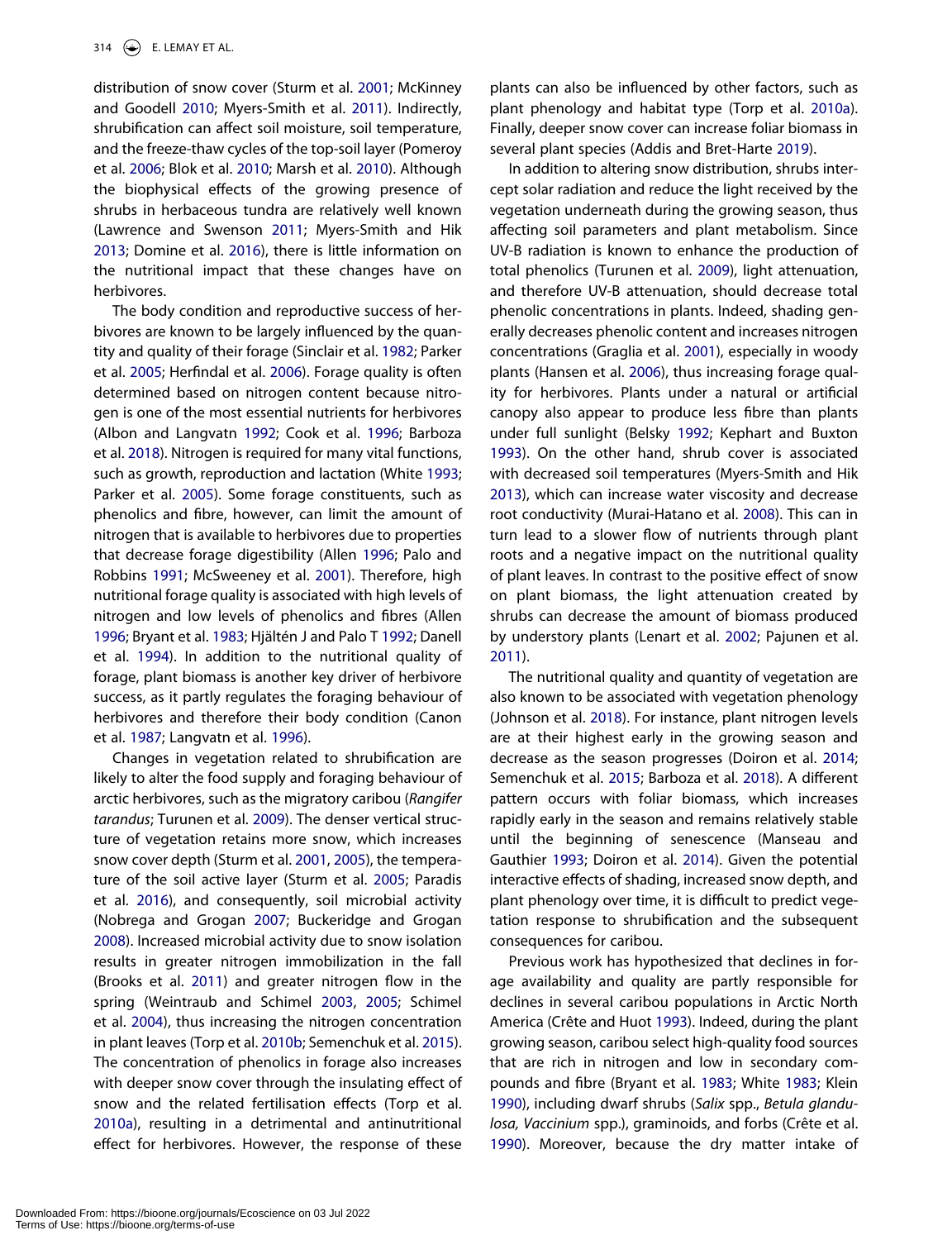distribution of snow cover (Sturm et al. 2001; McKinney and Goodell 2010; Myers-Smith et al. 2011). Indirectly, shrubification can affect soil moisture, soil temperature, and the freeze-thaw cycles of the top-soil layer (Pomeroy et al. 2006; Blok et al. 2010; Marsh et al. 2010). Although the biophysical effects of the growing presence of shrubs in herbaceous tundra are relatively well known (Lawrence and Swenson 2011; Myers-Smith and Hik 2013; Domine et al. 2016), there is little information on the nutritional impact that these changes have on herbivores.

The body condition and reproductive success of herbivores are known to be largely influenced by the quantity and quality of their forage (Sinclair et al. 1982; Parker et al. 2005; Herfindal et al. 2006). Forage quality is often determined based on nitrogen content because nitrogen is one of the most essential nutrients for herbivores (Albon and Langvatn 1992; Cook et al. 1996; Barboza et al. 2018). Nitrogen is required for many vital functions, such as growth, reproduction and lactation (White 1993; Parker et al. 2005). Some forage constituents, such as phenolics and fibre, however, can limit the amount of nitrogen that is available to herbivores due to properties that decrease forage digestibility (Allen 1996; Palo and Robbins 1991; McSweeney et al. 2001). Therefore, high nutritional forage quality is associated with high levels of nitrogen and low levels of phenolics and fibres (Allen 1996; Bryant et al. 1983; Hjältén J and Palo T 1992; Danell et al. 1994). In addition to the nutritional quality of forage, plant biomass is another key driver of herbivore success, as it partly regulates the foraging behaviour of herbivores and therefore their body condition (Canon et al. 1987; Langvatn et al. 1996).

Changes in vegetation related to shrubification are likely to alter the food supply and foraging behaviour of arctic herbivores, such as the migratory caribou (*Rangifer tarandus*; Turunen et al. 2009). The denser vertical structure of vegetation retains more snow, which increases snow cover depth (Sturm et al. 2001, 2005), the temperature of the soil active layer (Sturm et al. 2005; Paradis et al. 2016), and consequently, soil microbial activity (Nobrega and Grogan 2007; Buckeridge and Grogan 2008). Increased microbial activity due to snow isolation results in greater nitrogen immobilization in the fall (Brooks et al. 2011) and greater nitrogen flow in the spring (Weintraub and Schimel 2003, 2005; Schimel et al. 2004), thus increasing the nitrogen concentration in plant leaves (Torp et al. 2010b; Semenchuk et al. 2015). The concentration of phenolics in forage also increases with deeper snow cover through the insulating effect of snow and the related fertilisation effects (Torp et al. 2010a), resulting in a detrimental and antinutritional effect for herbivores. However, the response of these plants can also be influenced by other factors, such as plant phenology and habitat type (Torp et al. 2010a). Finally, deeper snow cover can increase foliar biomass in several plant species (Addis and Bret-Harte 2019).

In addition to altering snow distribution, shrubs intercept solar radiation and reduce the light received by the vegetation underneath during the growing season, thus affecting soil parameters and plant metabolism. Since UV-B radiation is known to enhance the production of total phenolics (Turunen et al. 2009), light attenuation, and therefore UV-B attenuation, should decrease total phenolic concentrations in plants. Indeed, shading generally decreases phenolic content and increases nitrogen concentrations (Graglia et al. 2001), especially in woody plants (Hansen et al. 2006), thus increasing forage quality for herbivores. Plants under a natural or artificial canopy also appear to produce less fibre than plants under full sunlight (Belsky 1992; Kephart and Buxton 1993). On the other hand, shrub cover is associated with decreased soil temperatures (Myers-Smith and Hik 2013), which can increase water viscosity and decrease root conductivity (Murai-Hatano et al. 2008). This can in turn lead to a slower flow of nutrients through plant roots and a negative impact on the nutritional quality of plant leaves. In contrast to the positive effect of snow on plant biomass, the light attenuation created by shrubs can decrease the amount of biomass produced by understory plants (Lenart et al. 2002; Pajunen et al. 2011).

The nutritional quality and quantity of vegetation are also known to be associated with vegetation phenology (Johnson et al. 2018). For instance, plant nitrogen levels are at their highest early in the growing season and decrease as the season progresses (Doiron et al. 2014; Semenchuk et al. 2015; Barboza et al. 2018). A different pattern occurs with foliar biomass, which increases rapidly early in the season and remains relatively stable until the beginning of senescence (Manseau and Gauthier 1993; Doiron et al. 2014). Given the potential interactive effects of shading, increased snow depth, and plant phenology over time, it is difficult to predict vegetation response to shrubification and the subsequent consequences for caribou.

Previous work has hypothesized that declines in forage availability and quality are partly responsible for declines in several caribou populations in Arctic North America (Crête and Huot 1993). Indeed, during the plant growing season, caribou select high-quality food sources that are rich in nitrogen and low in secondary compounds and fibre (Bryant et al. 1983; White 1983; Klein 1990), including dwarf shrubs (*Salix* spp., *Betula glandulosa, Vaccinium* spp.), graminoids, and forbs (Crête et al. 1990). Moreover, because the dry matter intake of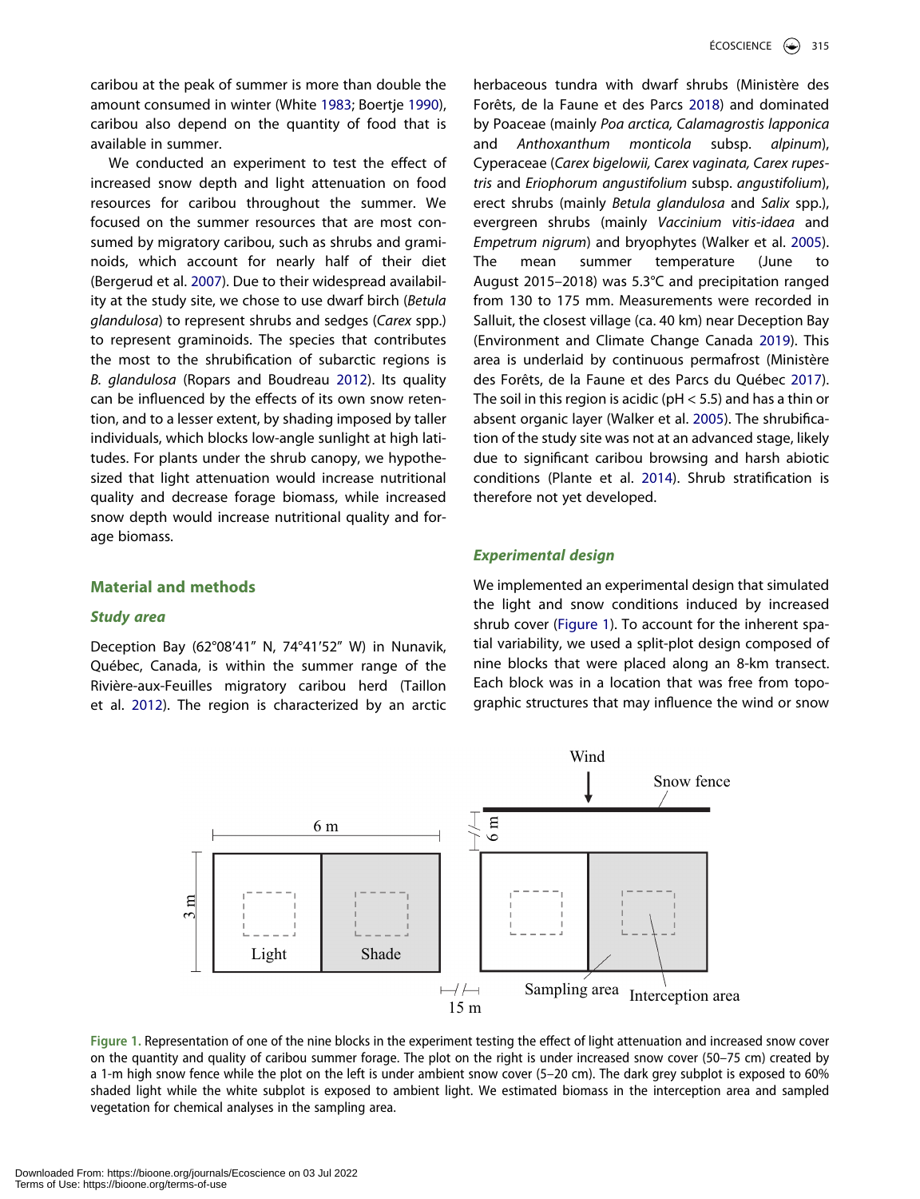caribou at the peak of summer is more than double the amount consumed in winter (White 1983; Boertje 1990), caribou also depend on the quantity of food that is available in summer.

We conducted an experiment to test the effect of increased snow depth and light attenuation on food resources for caribou throughout the summer. We focused on the summer resources that are most consumed by migratory caribou, such as shrubs and graminoids, which account for nearly half of their diet (Bergerud et al. 2007). Due to their widespread availability at the study site, we chose to use dwarf birch (*Betula glandulosa*) to represent shrubs and sedges (*Carex* spp.) to represent graminoids. The species that contributes the most to the shrubification of subarctic regions is *B. glandulosa* (Ropars and Boudreau 2012). Its quality can be influenced by the effects of its own snow retention, and to a lesser extent, by shading imposed by taller individuals, which blocks low-angle sunlight at high latitudes. For plants under the shrub canopy, we hypothesized that light attenuation would increase nutritional quality and decrease forage biomass, while increased snow depth would increase nutritional quality and forage biomass.

## Material and methods

### Study area

Deception Bay (62°08′41″ N, 74°41′52″ W) in Nunavik, Québec, Canada, is within the summer range of the Rivière-aux-Feuilles migratory caribou herd (Taillon et al. 2012). The region is characterized by an arctic herbaceous tundra with dwarf shrubs (Ministère des Forêts, de la Faune et des Parcs 2018) and dominated by Poaceae (mainly *Poa arctica, Calamagrostis lapponica* and *Anthoxanthum monticola* subsp. *alpinum*), Cyperaceae (*Carex bigelowii, Carex vaginata, Carex rupestris* and *Eriophorum angustifolium* subsp. *angustifolium*), erect shrubs (mainly *Betula glandulosa* and *Salix* spp.), evergreen shrubs (mainly *Vaccinium vitis-idaea* and *Empetrum nigrum*) and bryophytes (Walker et al. 2005). The mean summer temperature (June to August 2015–2018) was 5.3°C and precipitation ranged from 130 to 175 mm. Measurements were recorded in Salluit, the closest village (ca. 40 km) near Deception Bay (Environment and Climate Change Canada 2019). This area is underlaid by continuous permafrost (Ministère des Forêts, de la Faune et des Parcs du Québec 2017). The soil in this region is acidic (pH < 5.5) and has a thin or absent organic layer (Walker et al. 2005). The shrubification of the study site was not at an advanced stage, likely due to significant caribou browsing and harsh abiotic conditions (Plante et al. 2014). Shrub stratification is therefore not yet developed.

### Experimental design

We implemented an experimental design that simulated the light and snow conditions induced by increased shrub cover (Figure 1). To account for the inherent spatial variability, we used a split-plot design composed of nine blocks that were placed along an 8-km transect. Each block was in a location that was free from topographic structures that may influence the wind or snow

Figure 1. Representation of one of the nine blocks in the experiment testing the effect of light attenuation and increased snow cover on the quantity and quality of caribou summer forage. The plot on the right is under increased snow cover (50–75 cm) created by a 1-m high snow fence while the plot on the left is under ambient snow cover (5–20 cm). The dark grey subplot is exposed to 60% shaded light while the white subplot is exposed to ambient light. We estimated biomass in the interception area and sampled vegetation for chemical analyses in the sampling area.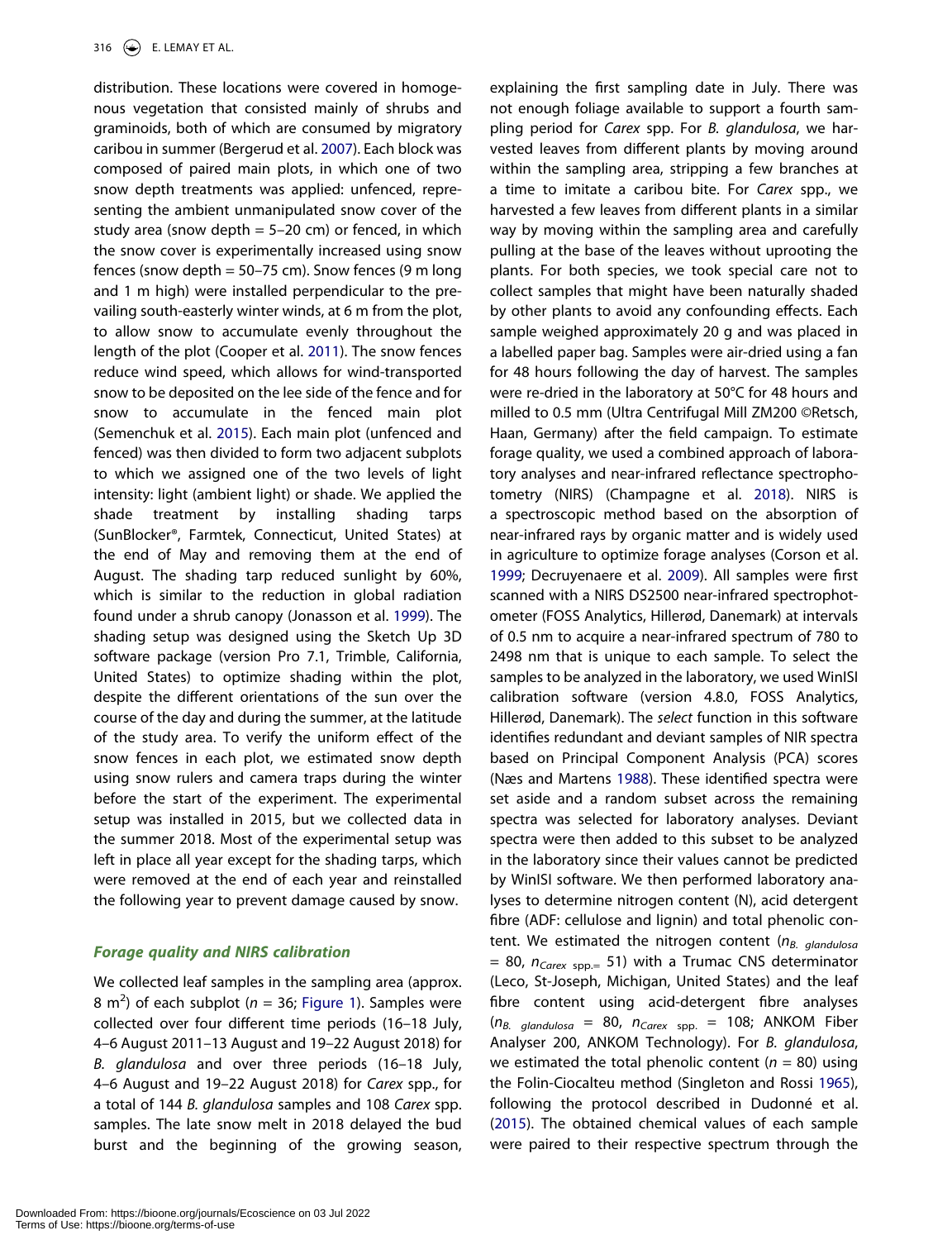distribution. These locations were covered in homogenous vegetation that consisted mainly of shrubs and graminoids, both of which are consumed by migratory caribou in summer (Bergerud et al. 2007). Each block was composed of paired main plots, in which one of two snow depth treatments was applied: unfenced, representing the ambient unmanipulated snow cover of the study area (snow depth = 5–20 cm) or fenced, in which the snow cover is experimentally increased using snow fences (snow depth = 50–75 cm). Snow fences (9 m long and 1 m high) were installed perpendicular to the prevailing south-easterly winter winds, at 6 m from the plot, to allow snow to accumulate evenly throughout the length of the plot (Cooper et al. 2011). The snow fences reduce wind speed, which allows for wind-transported snow to be deposited on the lee side of the fence and for snow to accumulate in the fenced main plot (Semenchuk et al. 2015). Each main plot (unfenced and fenced) was then divided to form two adjacent subplots to which we assigned one of the two levels of light intensity: light (ambient light) or shade. We applied the shade treatment by installing shading tarps (SunBlocker®, Farmtek, Connecticut, United States) at the end of May and removing them at the end of August. The shading tarp reduced sunlight by 60%, which is similar to the reduction in global radiation found under a shrub canopy (Jonasson et al. 1999). The shading setup was designed using the Sketch Up 3D software package (version Pro 7.1, Trimble, California, United States) to optimize shading within the plot, despite the different orientations of the sun over the course of the day and during the summer, at the latitude of the study area. To verify the uniform effect of the snow fences in each plot, we estimated snow depth using snow rulers and camera traps during the winter before the start of the experiment. The experimental setup was installed in 2015, but we collected data in the summer 2018. Most of the experimental setup was left in place all year except for the shading tarps, which were removed at the end of each year and reinstalled the following year to prevent damage caused by snow.

### *Forage quality and NIRS calibration*

We collected leaf samples in the sampling area (approx. 8 m$^2$) of each subplot ($n$ = 36; Figure 1). Samples were collected over four different time periods (16–18 July, 4–6 August 2011–13 August and 19–22 August 2018) for *B. glandulosa* and over three periods (16–18 July, 4–6 August and 19–22 August 2018) for *Carex* spp., for a total of 144 *B. glandulosa* samples and 108 *Carex* spp. samples. The late snow melt in 2018 delayed the bud burst and the beginning of the growing season, explaining the first sampling date in July. There was not enough foliage available to support a fourth sampling period for *Carex* spp. For *B. glandulosa*, we harvested leaves from different plants by moving around within the sampling area, stripping a few branches at a time to imitate a caribou bite. For *Carex* spp., we harvested a few leaves from different plants in a similar way by moving within the sampling area and carefully pulling at the base of the leaves without uprooting the plants. For both species, we took special care not to collect samples that might have been naturally shaded by other plants to avoid any confounding effects. Each sample weighed approximately 20 g and was placed in a labelled paper bag. Samples were air-dried using a fan for 48 hours following the day of harvest. The samples were re-dried in the laboratory at 50°C for 48 hours and milled to 0.5 mm (Ultra Centrifugal Mill ZM200 ©Retsch, Haan, Germany) after the field campaign. To estimate forage quality, we used a combined approach of laboratory analyses and near-infrared reflectance spectrophotometry (NIRS) (Champagne et al. 2018). NIRS is a spectroscopic method based on the absorption of near-infrared rays by organic matter and is widely used in agriculture to optimize forage analyses (Corson et al. 1999; Decruyenaere et al. 2009). All samples were first scanned with a NIRS DS2500 near-infrared spectrophotometer (FOSS Analytics, Hillerød, Danemark) at intervals of 0.5 nm to acquire a near-infrared spectrum of 780 to 2498 nm that is unique to each sample. To select the samples to be analyzed in the laboratory, we used WinISI calibration software (version 4.8.0, FOSS Analytics, Hillerød, Danemark). The *select* function in this software identifies redundant and deviant samples of NIR spectra based on Principal Component Analysis (PCA) scores (Næs and Martens 1988). These identified spectra were set aside and a random subset across the remaining spectra was selected for laboratory analyses. Deviant spectra were then added to this subset to be analyzed in the laboratory since their values cannot be predicted by WinISI software. We then performed laboratory analyses to determine nitrogen content (N), acid detergent fibre (ADF: cellulose and lignin) and total phenolic content. We estimated the nitrogen content ($n_{B.\ glandulosa}$ = 80, $n_{Carex\ \mathrm{spp.}}$= 51) with a Trumac CNS determinator (Leco, St-Joseph, Michigan, United States) and the leaf fibre content using acid-detergent fibre analyses ($n_{B.\ glandulosa}$ = 80, $n_{Carex\ \mathrm{spp.}}$ = 108; ANKOM Fiber Analyser 200, ANKOM Technology). For *B. glandulosa*, we estimated the total phenolic content ($n$ = 80) using the Folin-Ciocalteu method (Singleton and Rossi 1965), following the protocol described in Dudonné et al. (2015). The obtained chemical values of each sample were paired to their respective spectrum through the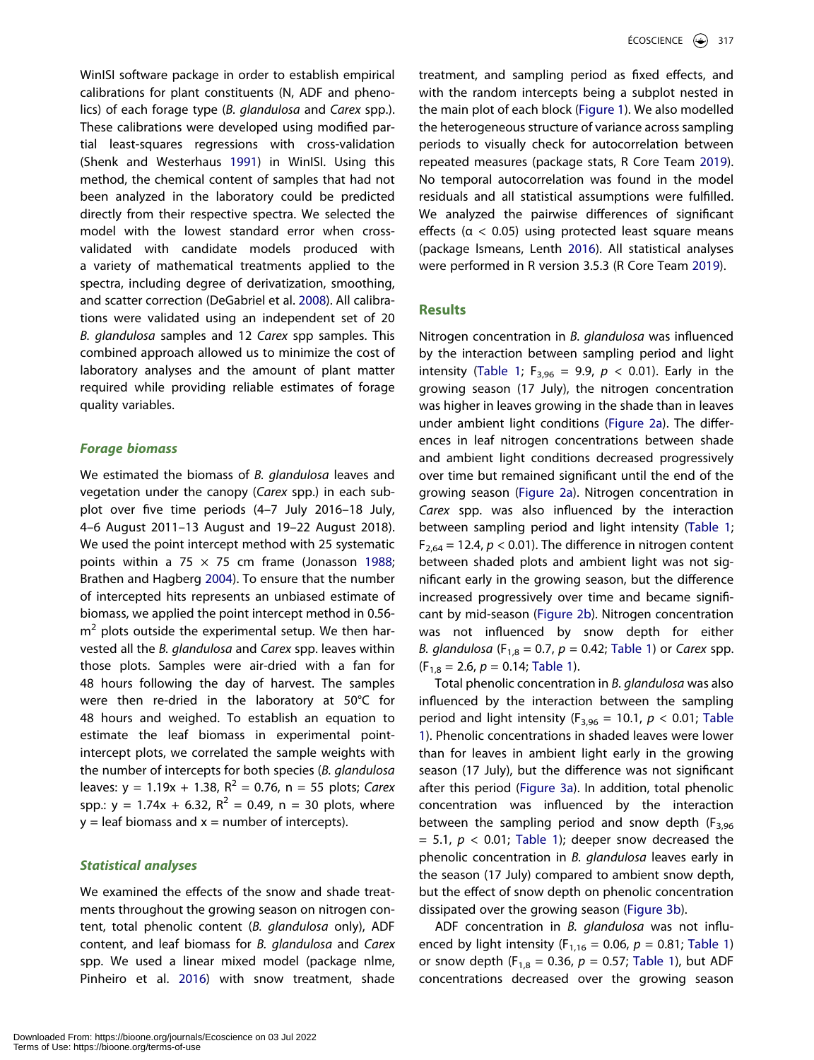WinISI software package in order to establish empirical calibrations for plant constituents (N, ADF and phenolics) of each forage type (*B. glandulosa* and *Carex* spp.). These calibrations were developed using modified partial least-squares regressions with cross-validation (Shenk and Westerhaus 1991) in WinISI. Using this method, the chemical content of samples that had not been analyzed in the laboratory could be predicted directly from their respective spectra. We selected the model with the lowest standard error when cross-validated with candidate models produced with a variety of mathematical treatments applied to the spectra, including degree of derivatization, smoothing, and scatter correction (DeGabriel et al. 2008). All calibrations were validated using an independent set of 20 *B. glandulosa* samples and 12 *Carex* spp samples. This combined approach allowed us to minimize the cost of laboratory analyses and the amount of plant matter required while providing reliable estimates of forage quality variables.

### *Forage biomass*

We estimated the biomass of *B. glandulosa* leaves and vegetation under the canopy (*Carex* spp.) in each subplot over five time periods (4–7 July 2016–18 July, 4–6 August 2011–13 August and 19–22 August 2018). We used the point intercept method with 25 systematic points within a 75 × 75 cm frame (Jonasson 1988; Brathen and Hagberg 2004). To ensure that the number of intercepted hits represents an unbiased estimate of biomass, we applied the point intercept method in 0.56-$m^2$ plots outside the experimental setup. We then harvested all the *B. glandulosa* and *Carex* spp. leaves within those plots. Samples were air-dried with a fan for 48 hours following the day of harvest. The samples were then re-dried in the laboratory at 50°C for 48 hours and weighed. To establish an equation to estimate the leaf biomass in experimental point-intercept plots, we correlated the sample weights with the number of intercepts for both species (*B. glandulosa* leaves: $y = 1.19x + 1.38$, $R^2 = 0.76$, n = 55 plots; *Carex* spp.: $y = 1.74x + 6.32$, $R^2 = 0.49$, n = 30 plots, where y = leaf biomass and x = number of intercepts).

### *Statistical analyses*

We examined the effects of the snow and shade treatments throughout the growing season on nitrogen content, total phenolic content (*B. glandulosa* only), ADF content, and leaf biomass for *B. glandulosa* and *Carex* spp. We used a linear mixed model (package nlme, Pinheiro et al. 2016) with snow treatment, shade treatment, and sampling period as fixed effects, and with the random intercepts being a subplot nested in the main plot of each block (Figure 1). We also modelled the heterogeneous structure of variance across sampling periods to visually check for autocorrelation between repeated measures (package stats, R Core Team 2019). No temporal autocorrelation was found in the model residuals and all statistical assumptions were fulfilled. We analyzed the pairwise differences of significant effects ($\alpha < 0.05$) using protected least square means (package lsmeans, Lenth 2016). All statistical analyses were performed in R version 3.5.3 (R Core Team 2019).

## Results

Nitrogen concentration in *B. glandulosa* was influenced by the interaction between sampling period and light intensity (Table 1; $F_{3,96} = 9.9$, $p < 0.01$). Early in the growing season (17 July), the nitrogen concentration was higher in leaves growing in the shade than in leaves under ambient light conditions (Figure 2a). The differences in leaf nitrogen concentrations between shade and ambient light conditions decreased progressively over time but remained significant until the end of the growing season (Figure 2a). Nitrogen concentration in *Carex* spp. was also influenced by the interaction between sampling period and light intensity (Table 1; $F_{2,64} = 12.4$, $p < 0.01$). The difference in nitrogen content between shaded plots and ambient light was not significant early in the growing season, but the difference increased progressively over time and became significant by mid-season (Figure 2b). Nitrogen concentration was not influenced by snow depth for either *B. glandulosa* ($F_{1,8} = 0.7$, $p = 0.42$; Table 1) or *Carex* spp. ($F_{1,8} = 2.6$, $p = 0.14$; Table 1).

Total phenolic concentration in *B. glandulosa* was also influenced by the interaction between the sampling period and light intensity ($F_{3,96} = 10.1$, $p < 0.01$; Table 1). Phenolic concentrations in shaded leaves were lower than for leaves in ambient light early in the growing season (17 July), but the difference was not significant after this period (Figure 3a). In addition, total phenolic concentration was influenced by the interaction between the sampling period and snow depth ($F_{3,96} = 5.1$, $p < 0.01$; Table 1); deeper snow decreased the phenolic concentration in *B. glandulosa* leaves early in the season (17 July) compared to ambient snow depth, but the effect of snow depth on phenolic concentration dissipated over the growing season (Figure 3b).

ADF concentration in *B. glandulosa* was not influenced by light intensity ($F_{1,16} = 0.06$, $p = 0.81$; Table 1) or snow depth ($F_{1,8} = 0.36$, $p = 0.57$; Table 1), but ADF concentrations decreased over the growing season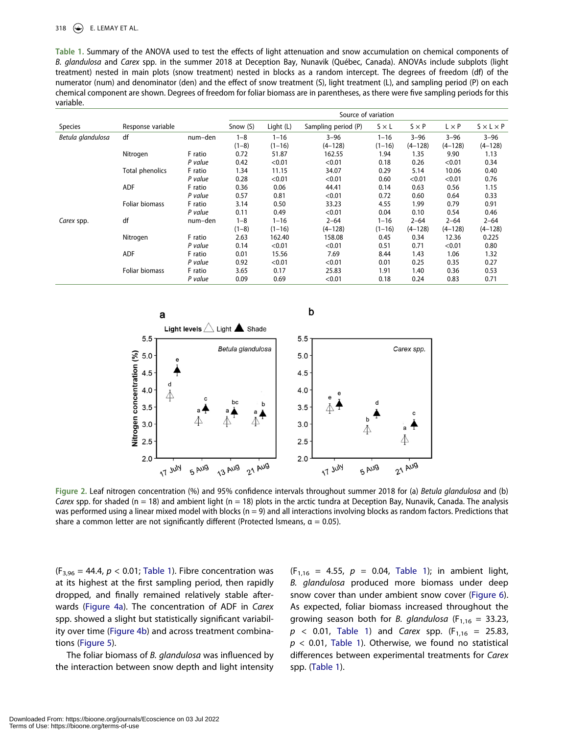**Table 1.** Summary of the ANOVA used to test the effects of light attenuation and snow accumulation on chemical components of *B. glandulosa* and *Carex* spp. in the summer 2018 at Deception Bay, Nunavik (Québec, Canada). ANOVAs include subplots (light treatment) nested in main plots (snow treatment) nested in blocks as a random intercept. The degrees of freedom (df) of the numerator (num) and denominator (den) and the effect of snow treatment (S), light treatment (L), and sampling period (P) on each chemical component are shown. Degrees of freedom for foliar biomass are in parentheses, as there were five sampling periods for this variable.

| | | | Source of variation | | | | | | |
|---|---|---|---|---|---|---|---|---|---|
| Species | Response variable | | Snow (S) | Light (L) | Sampling period (P) | S × L | S × P | L × P | S × L × P |
| *Betula glandulosa* | df | num–den | 1–8 (1–8) | 1–16 (1–16) | 3–96 (4–128) | 1–16 (1–16) | 3–96 (4–128) | 3–96 (4–128) | 3–96 (4–128) |
| | Nitrogen | F ratio | 0.72 | 51.87 | 162.55 | 1.94 | 1.35 | 9.90 | 1.13 |
| | | *P value* | 0.42 | <0.01 | <0.01 | 0.18 | 0.26 | <0.01 | 0.34 |
| | Total phenolics | F ratio | 1.34 | 11.15 | 34.07 | 0.29 | 5.14 | 10.06 | 0.40 |
| | | *P value* | 0.28 | <0.01 | <0.01 | 0.60 | <0.01 | <0.01 | 0.76 |
| | ADF | F ratio | 0.36 | 0.06 | 44.41 | 0.14 | 0.63 | 0.56 | 1.15 |
| | | *P value* | 0.57 | 0.81 | <0.01 | 0.72 | 0.60 | 0.64 | 0.33 |
| | Foliar biomass | F ratio | 3.14 | 0.50 | 33.23 | 4.55 | 1.99 | 0.79 | 0.91 |
| | | *P value* | 0.11 | 0.49 | <0.01 | 0.04 | 0.10 | 0.54 | 0.46 |
| *Carex* spp. | df | num–den | 1–8 (1–8) | 1–16 (1–16) | 2–64 (4–128) | 1–16 (1–16) | 2–64 (4–128) | 2–64 (4–128) | 2–64 (4–128) |
| | Nitrogen | F ratio | 2.63 | 162.40 | 158.08 | 0.45 | 0.34 | 12.36 | 0.225 |
| | | *P value* | 0.14 | <0.01 | <0.01 | 0.51 | 0.71 | <0.01 | 0.80 |
| | ADF | F ratio | 0.01 | 15.56 | 7.69 | 8.44 | 1.43 | 1.06 | 1.32 |
| | | *P value* | 0.92 | <0.01 | <0.01 | 0.01 | 0.25 | 0.35 | 0.27 |
| | Foliar biomass | F ratio | 3.65 | 0.17 | 25.83 | 1.91 | 1.40 | 0.36 | 0.53 |
| | | *P value* | 0.09 | 0.69 | <0.01 | 0.18 | 0.24 | 0.83 | 0.71 |

**Figure 2.** Leaf nitrogen concentration (%) and 95% confidence intervals throughout summer 2018 for (a) *Betula glandulosa* and (b) *Carex* spp. for shaded (n = 18) and ambient light (n = 18) plots in the arctic tundra at Deception Bay, Nunavik, Canada. The analysis was performed using a linear mixed model with blocks (n = 9) and all interactions involving blocks as random factors. Predictions that share a common letter are not significantly different (Protected lsmeans, α = 0.05).

($F_{3,96}$ = 44.4, $p$ < 0.01; Table 1). Fibre concentration was at its highest at the first sampling period, then rapidly dropped, and finally remained relatively stable afterwards (Figure 4a). The concentration of ADF in *Carex* spp. showed a slight but statistically significant variability over time (Figure 4b) and across treatment combinations (Figure 5).

The foliar biomass of *B. glandulosa* was influenced by the interaction between snow depth and light intensity ($F_{1,16}$ = 4.55, $p$ = 0.04, Table 1); in ambient light, *B. glandulosa* produced more biomass under deep snow cover than under ambient snow cover (Figure 6). As expected, foliar biomass increased throughout the growing season both for *B. glandulosa* ($F_{1,16}$ = 33.23, $p$ < 0.01, Table 1) and *Carex* spp. ($F_{1,16}$ = 25.83, $p$ < 0.01, Table 1). Otherwise, we found no statistical differences between experimental treatments for *Carex* spp. (Table 1).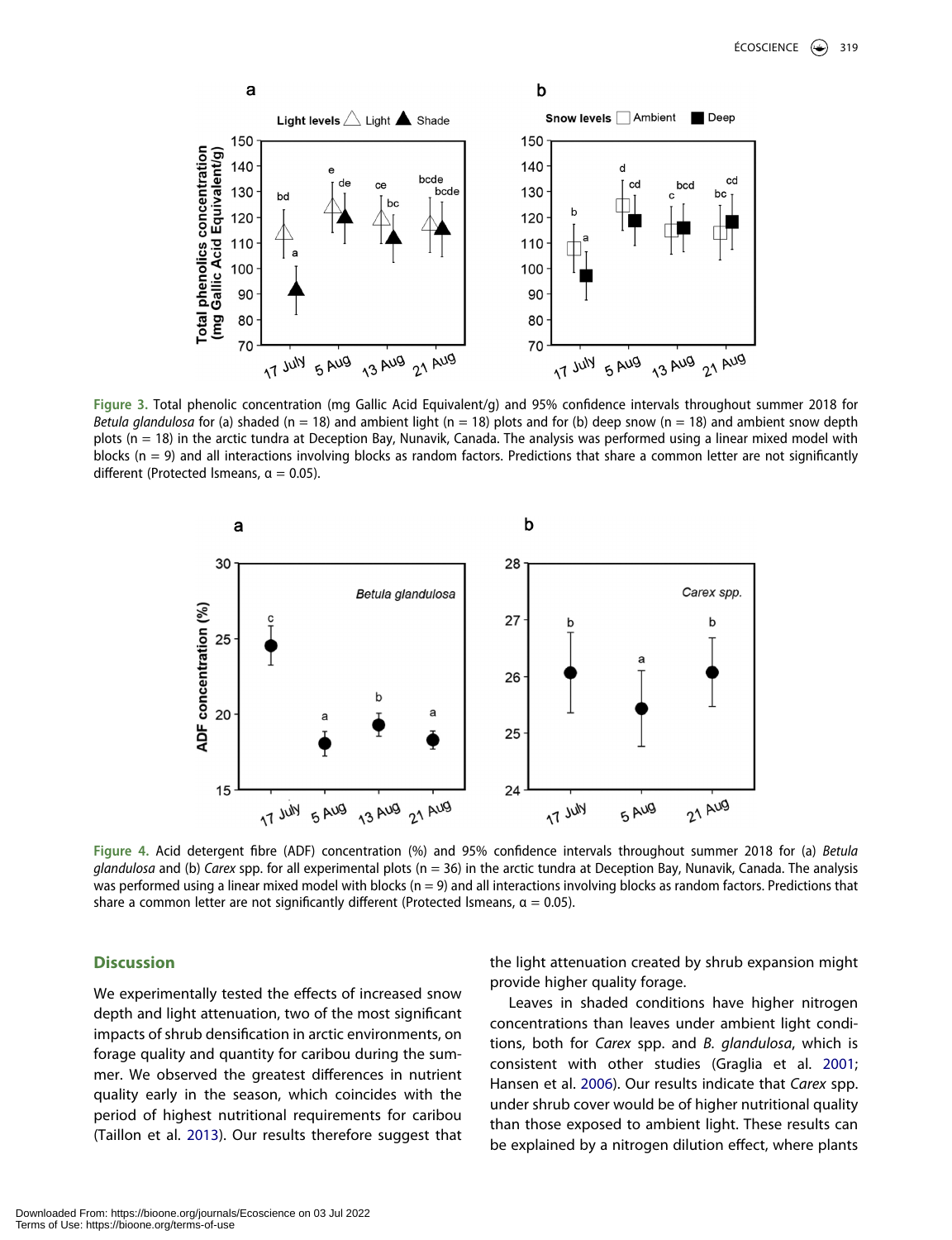**Figure 3.** Total phenolic concentration (mg Gallic Acid Equivalent/g) and 95% confidence intervals throughout summer 2018 for *Betula glandulosa* for (a) shaded (n = 18) and ambient light (n = 18) plots and for (b) deep snow (n = 18) and ambient snow depth plots (n = 18) in the arctic tundra at Deception Bay, Nunavik, Canada. The analysis was performed using a linear mixed model with blocks (n = 9) and all interactions involving blocks as random factors. Predictions that share a common letter are not significantly different (Protected lsmeans, α = 0.05).

**Figure 4.** Acid detergent fibre (ADF) concentration (%) and 95% confidence intervals throughout summer 2018 for (a) *Betula glandulosa* and (b) *Carex* spp. for all experimental plots (n = 36) in the arctic tundra at Deception Bay, Nunavik, Canada. The analysis was performed using a linear mixed model with blocks (n = 9) and all interactions involving blocks as random factors. Predictions that share a common letter are not significantly different (Protected lsmeans, α = 0.05).

## Discussion

We experimentally tested the effects of increased snow depth and light attenuation, two of the most significant impacts of shrub densification in arctic environments, on forage quality and quantity for caribou during the summer. We observed the greatest differences in nutrient quality early in the season, which coincides with the period of highest nutritional requirements for caribou (Taillon et al. 2013). Our results therefore suggest that the light attenuation created by shrub expansion might provide higher quality forage.

Leaves in shaded conditions have higher nitrogen concentrations than leaves under ambient light conditions, both for *Carex* spp. and *B. glandulosa*, which is consistent with other studies (Graglia et al. 2001; Hansen et al. 2006). Our results indicate that *Carex* spp. under shrub cover would be of higher nutritional quality than those exposed to ambient light. These results can be explained by a nitrogen dilution effect, where plants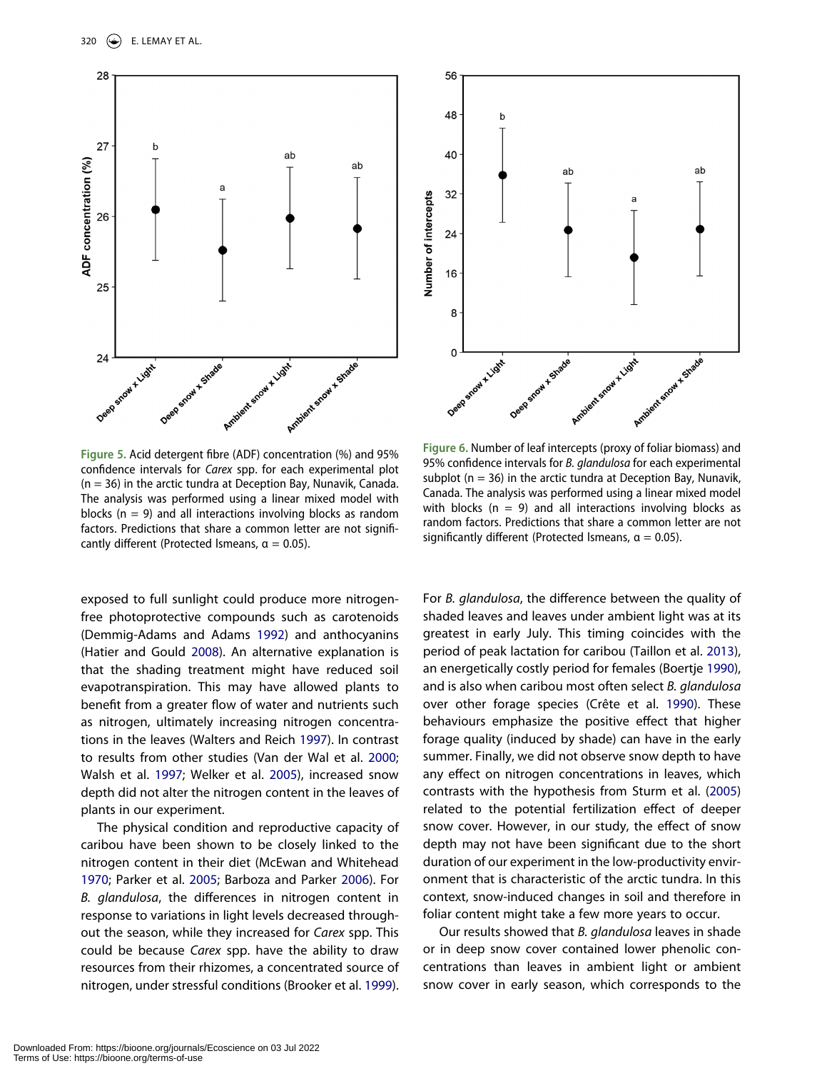Figure 5. Acid detergent fibre (ADF) concentration (%) and 95% confidence intervals for *Carex* spp. for each experimental plot (n = 36) in the arctic tundra at Deception Bay, Nunavik, Canada. The analysis was performed using a linear mixed model with blocks (n = 9) and all interactions involving blocks as random factors. Predictions that share a common letter are not significantly different (Protected lsmeans, α = 0.05).

Figure 6. Number of leaf intercepts (proxy of foliar biomass) and 95% confidence intervals for *B. glandulosa* for each experimental subplot (n = 36) in the arctic tundra at Deception Bay, Nunavik, Canada. The analysis was performed using a linear mixed model with blocks (n = 9) and all interactions involving blocks as random factors. Predictions that share a common letter are not significantly different (Protected lsmeans, α = 0.05).

exposed to full sunlight could produce more nitrogen-free photoprotective compounds such as carotenoids (Demmig-Adams and Adams 1992) and anthocyanins (Hatier and Gould 2008). An alternative explanation is that the shading treatment might have reduced soil evapotranspiration. This may have allowed plants to benefit from a greater flow of water and nutrients such as nitrogen, ultimately increasing nitrogen concentrations in the leaves (Walters and Reich 1997). In contrast to results from other studies (Van der Wal et al. 2000; Walsh et al. 1997; Welker et al. 2005), increased snow depth did not alter the nitrogen content in the leaves of plants in our experiment.

The physical condition and reproductive capacity of caribou have been shown to be closely linked to the nitrogen content in their diet (McEwan and Whitehead 1970; Parker et al. 2005; Barboza and Parker 2006). For *B. glandulosa*, the differences in nitrogen content in response to variations in light levels decreased throughout the season, while they increased for *Carex* spp. This could be because *Carex* spp. have the ability to draw resources from their rhizomes, a concentrated source of nitrogen, under stressful conditions (Brooker et al. 1999). For *B. glandulosa*, the difference between the quality of shaded leaves and leaves under ambient light was at its greatest in early July. This timing coincides with the period of peak lactation for caribou (Taillon et al. 2013), an energetically costly period for females (Boertje 1990), and is also when caribou most often select *B. glandulosa* over other forage species (Crête et al. 1990). These behaviours emphasize the positive effect that higher forage quality (induced by shade) can have in the early summer. Finally, we did not observe snow depth to have any effect on nitrogen concentrations in leaves, which contrasts with the hypothesis from Sturm et al. (2005) related to the potential fertilization effect of deeper snow cover. However, in our study, the effect of snow depth may not have been significant due to the short duration of our experiment in the low-productivity environment that is characteristic of the arctic tundra. In this context, snow-induced changes in soil and therefore in foliar content might take a few more years to occur.

Our results showed that *B. glandulosa* leaves in shade or in deep snow cover contained lower phenolic concentrations than leaves in ambient light or ambient snow cover in early season, which corresponds to the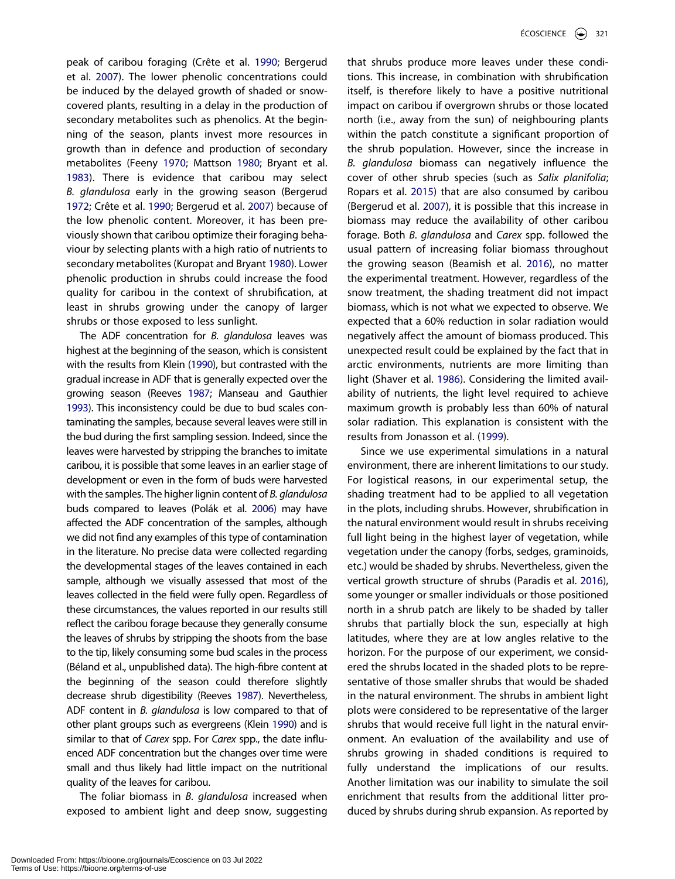peak of caribou foraging (Crête et al. 1990; Bergerud et al. 2007). The lower phenolic concentrations could be induced by the delayed growth of shaded or snow-covered plants, resulting in a delay in the production of secondary metabolites such as phenolics. At the beginning of the season, plants invest more resources in growth than in defence and production of secondary metabolites (Feeny 1970; Mattson 1980; Bryant et al. 1983). There is evidence that caribou may select *B. glandulosa* early in the growing season (Bergerud 1972; Crête et al. 1990; Bergerud et al. 2007) because of the low phenolic content. Moreover, it has been previously shown that caribou optimize their foraging behaviour by selecting plants with a high ratio of nutrients to secondary metabolites (Kuropat and Bryant 1980). Lower phenolic production in shrubs could increase the food quality for caribou in the context of shrubification, at least in shrubs growing under the canopy of larger shrubs or those exposed to less sunlight.

The ADF concentration for *B. glandulosa* leaves was highest at the beginning of the season, which is consistent with the results from Klein (1990), but contrasted with the gradual increase in ADF that is generally expected over the growing season (Reeves 1987; Manseau and Gauthier 1993). This inconsistency could be due to bud scales contaminating the samples, because several leaves were still in the bud during the first sampling session. Indeed, since the leaves were harvested by stripping the branches to imitate caribou, it is possible that some leaves in an earlier stage of development or even in the form of buds were harvested with the samples. The higher lignin content of *B. glandulosa* buds compared to leaves (Polák et al. 2006) may have affected the ADF concentration of the samples, although we did not find any examples of this type of contamination in the literature. No precise data were collected regarding the developmental stages of the leaves contained in each sample, although we visually assessed that most of the leaves collected in the field were fully open. Regardless of these circumstances, the values reported in our results still reflect the caribou forage because they generally consume the leaves of shrubs by stripping the shoots from the base to the tip, likely consuming some bud scales in the process (Béland et al., unpublished data). The high-fibre content at the beginning of the season could therefore slightly decrease shrub digestibility (Reeves 1987). Nevertheless, ADF content in *B. glandulosa* is low compared to that of other plant groups such as evergreens (Klein 1990) and is similar to that of *Carex* spp. For *Carex* spp., the date influenced ADF concentration but the changes over time were small and thus likely had little impact on the nutritional quality of the leaves for caribou.

The foliar biomass in *B. glandulosa* increased when exposed to ambient light and deep snow, suggesting that shrubs produce more leaves under these conditions. This increase, in combination with shrubification itself, is therefore likely to have a positive nutritional impact on caribou if overgrown shrubs or those located north (i.e., away from the sun) of neighbouring plants within the patch constitute a significant proportion of the shrub population. However, since the increase in *B. glandulosa* biomass can negatively influence the cover of other shrub species (such as *Salix planifolia*; Ropars et al. 2015) that are also consumed by caribou (Bergerud et al. 2007), it is possible that this increase in biomass may reduce the availability of other caribou forage. Both *B. glandulosa* and *Carex* spp. followed the usual pattern of increasing foliar biomass throughout the growing season (Beamish et al. 2016), no matter the experimental treatment. However, regardless of the snow treatment, the shading treatment did not impact biomass, which is not what we expected to observe. We expected that a 60% reduction in solar radiation would negatively affect the amount of biomass produced. This unexpected result could be explained by the fact that in arctic environments, nutrients are more limiting than light (Shaver et al. 1986). Considering the limited availability of nutrients, the light level required to achieve maximum growth is probably less than 60% of natural solar radiation. This explanation is consistent with the results from Jonasson et al. (1999).

Since we use experimental simulations in a natural environment, there are inherent limitations to our study. For logistical reasons, in our experimental setup, the shading treatment had to be applied to all vegetation in the plots, including shrubs. However, shrubification in the natural environment would result in shrubs receiving full light being in the highest layer of vegetation, while vegetation under the canopy (forbs, sedges, graminoids, etc.) would be shaded by shrubs. Nevertheless, given the vertical growth structure of shrubs (Paradis et al. 2016), some younger or smaller individuals or those positioned north in a shrub patch are likely to be shaded by taller shrubs that partially block the sun, especially at high latitudes, where they are at low angles relative to the horizon. For the purpose of our experiment, we considered the shrubs located in the shaded plots to be representative of those smaller shrubs that would be shaded in the natural environment. The shrubs in ambient light plots were considered to be representative of the larger shrubs that would receive full light in the natural environment. An evaluation of the availability and use of shrubs growing in shaded conditions is required to fully understand the implications of our results. Another limitation was our inability to simulate the soil enrichment that results from the additional litter produced by shrubs during shrub expansion. As reported by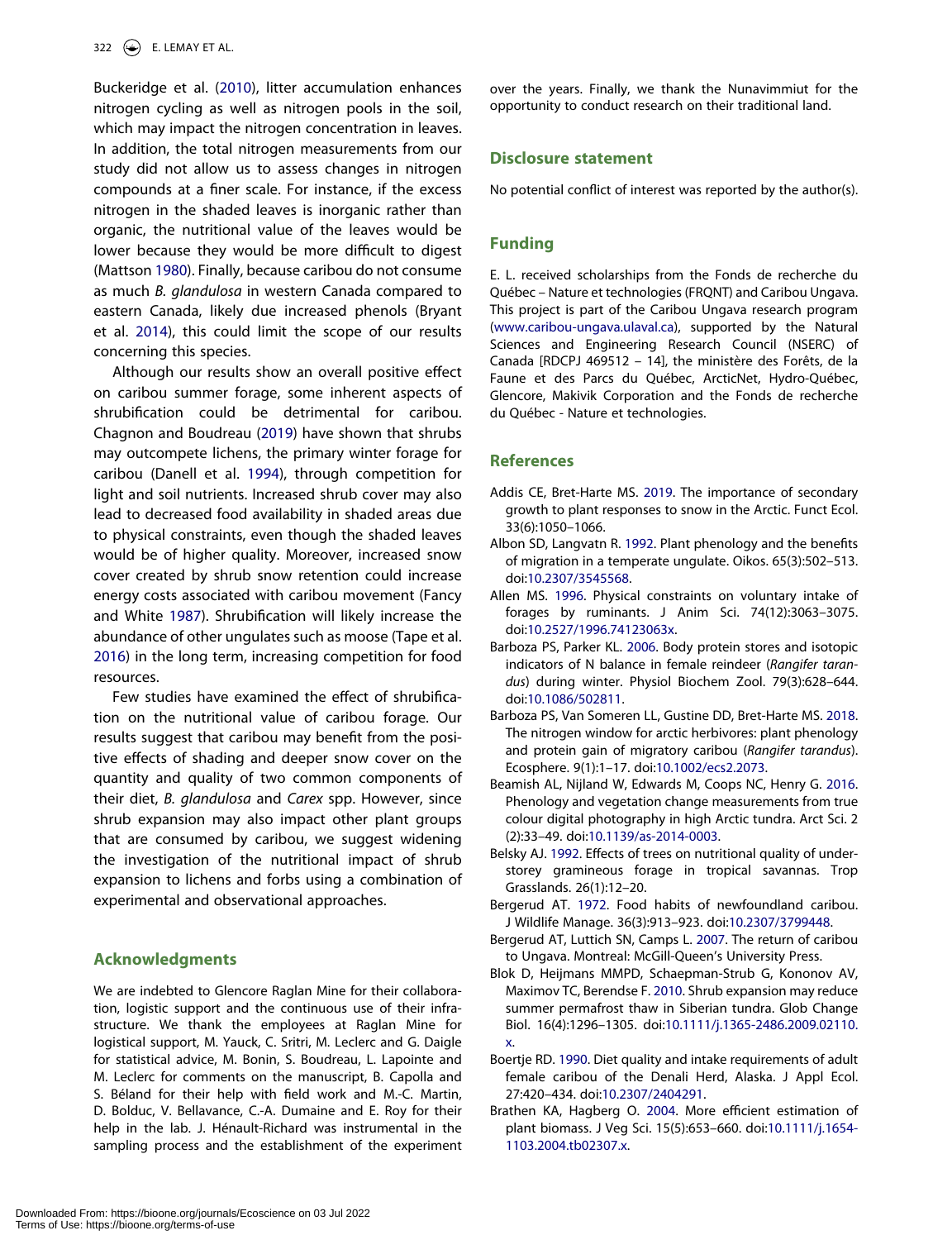Buckeridge et al. (2010), litter accumulation enhances nitrogen cycling as well as nitrogen pools in the soil, which may impact the nitrogen concentration in leaves. In addition, the total nitrogen measurements from our study did not allow us to assess changes in nitrogen compounds at a finer scale. For instance, if the excess nitrogen in the shaded leaves is inorganic rather than organic, the nutritional value of the leaves would be lower because they would be more difficult to digest (Mattson 1980). Finally, because caribou do not consume as much *B. glandulosa* in western Canada compared to eastern Canada, likely due increased phenols (Bryant et al. 2014), this could limit the scope of our results concerning this species.

Although our results show an overall positive effect on caribou summer forage, some inherent aspects of shrubification could be detrimental for caribou. Chagnon and Boudreau (2019) have shown that shrubs may outcompete lichens, the primary winter forage for caribou (Danell et al. 1994), through competition for light and soil nutrients. Increased shrub cover may also lead to decreased food availability in shaded areas due to physical constraints, even though the shaded leaves would be of higher quality. Moreover, increased snow cover created by shrub snow retention could increase energy costs associated with caribou movement (Fancy and White 1987). Shrubification will likely increase the abundance of other ungulates such as moose (Tape et al. 2016) in the long term, increasing competition for food resources.

Few studies have examined the effect of shrubification on the nutritional value of caribou forage. Our results suggest that caribou may benefit from the positive effects of shading and deeper snow cover on the quantity and quality of two common components of their diet, *B. glandulosa* and *Carex* spp. However, since shrub expansion may also impact other plant groups that are consumed by caribou, we suggest widening the investigation of the nutritional impact of shrub expansion to lichens and forbs using a combination of experimental and observational approaches.

## Acknowledgments

We are indebted to Glencore Raglan Mine for their collaboration, logistic support and the continuous use of their infrastructure. We thank the employees at Raglan Mine for logistical support, M. Yauck, C. Sritri, M. Leclerc and G. Daigle for statistical advice, M. Bonin, S. Boudreau, L. Lapointe and M. Leclerc for comments on the manuscript, B. Capolla and S. Béland for their help with field work and M.-C. Martin, D. Bolduc, V. Bellavance, C.-A. Dumaine and E. Roy for their help in the lab. J. Hénault-Richard was instrumental in the sampling process and the establishment of the experiment over the years. Finally, we thank the Nunavimmiut for the opportunity to conduct research on their traditional land.

## Disclosure statement

No potential conflict of interest was reported by the author(s).

## Funding

E. L. received scholarships from the Fonds de recherche du Québec – Nature et technologies (FRQNT) and Caribou Ungava. This project is part of the Caribou Ungava research program (www.caribou-ungava.ulaval.ca), supported by the Natural Sciences and Engineering Research Council (NSERC) of Canada [RDCPJ 469512 – 14], the ministère des Forêts, de la Faune et des Parcs du Québec, ArcticNet, Hydro-Québec, Glencore, Makivik Corporation and the Fonds de recherche du Québec - Nature et technologies.

## References

Addis CE, Bret-Harte MS. 2019. The importance of secondary growth to plant responses to snow in the Arctic. Funct Ecol. 33(6):1050–1066.

Albon SD, Langvatn R. 1992. Plant phenology and the benefits of migration in a temperate ungulate. Oikos. 65(3):502–513. doi:10.2307/3545568.

Allen MS. 1996. Physical constraints on voluntary intake of forages by ruminants. J Anim Sci. 74(12):3063–3075. doi:10.2527/1996.74123063x.

Barboza PS, Parker KL. 2006. Body protein stores and isotopic indicators of N balance in female reindeer (*Rangifer tarandus*) during winter. Physiol Biochem Zool. 79(3):628–644. doi:10.1086/502811.

Barboza PS, Van Someren LL, Gustine DD, Bret-Harte MS. 2018. The nitrogen window for arctic herbivores: plant phenology and protein gain of migratory caribou (*Rangifer tarandus*). Ecosphere. 9(1):1–17. doi:10.1002/ecs2.2073.

Beamish AL, Nijland W, Edwards M, Coops NC, Henry G. 2016. Phenology and vegetation change measurements from true colour digital photography in high Arctic tundra. Arct Sci. 2 (2):33–49. doi:10.1139/as-2014-0003.

Belsky AJ. 1992. Effects of trees on nutritional quality of understorey gramineous forage in tropical savannas. Trop Grasslands. 26(1):12–20.

Bergerud AT. 1972. Food habits of newfoundland caribou. J Wildlife Manage. 36(3):913–923. doi:10.2307/3799448.

Bergerud AT, Luttich SN, Camps L. 2007. The return of caribou to Ungava. Montreal: McGill-Queen's University Press.

Blok D, Heijmans MMPD, Schaepman-Strub G, Kononov AV, Maximov TC, Berendse F. 2010. Shrub expansion may reduce summer permafrost thaw in Siberian tundra. Glob Change Biol. 16(4):1296–1305. doi:10.1111/j.1365-2486.2009.02110.x.

Boertje RD. 1990. Diet quality and intake requirements of adult female caribou of the Denali Herd, Alaska. J Appl Ecol. 27:420–434. doi:10.2307/2404291.

Brathen KA, Hagberg O. 2004. More efficient estimation of plant biomass. J Veg Sci. 15(5):653–660. doi:10.1111/j.1654-1103.2004.tb02307.x.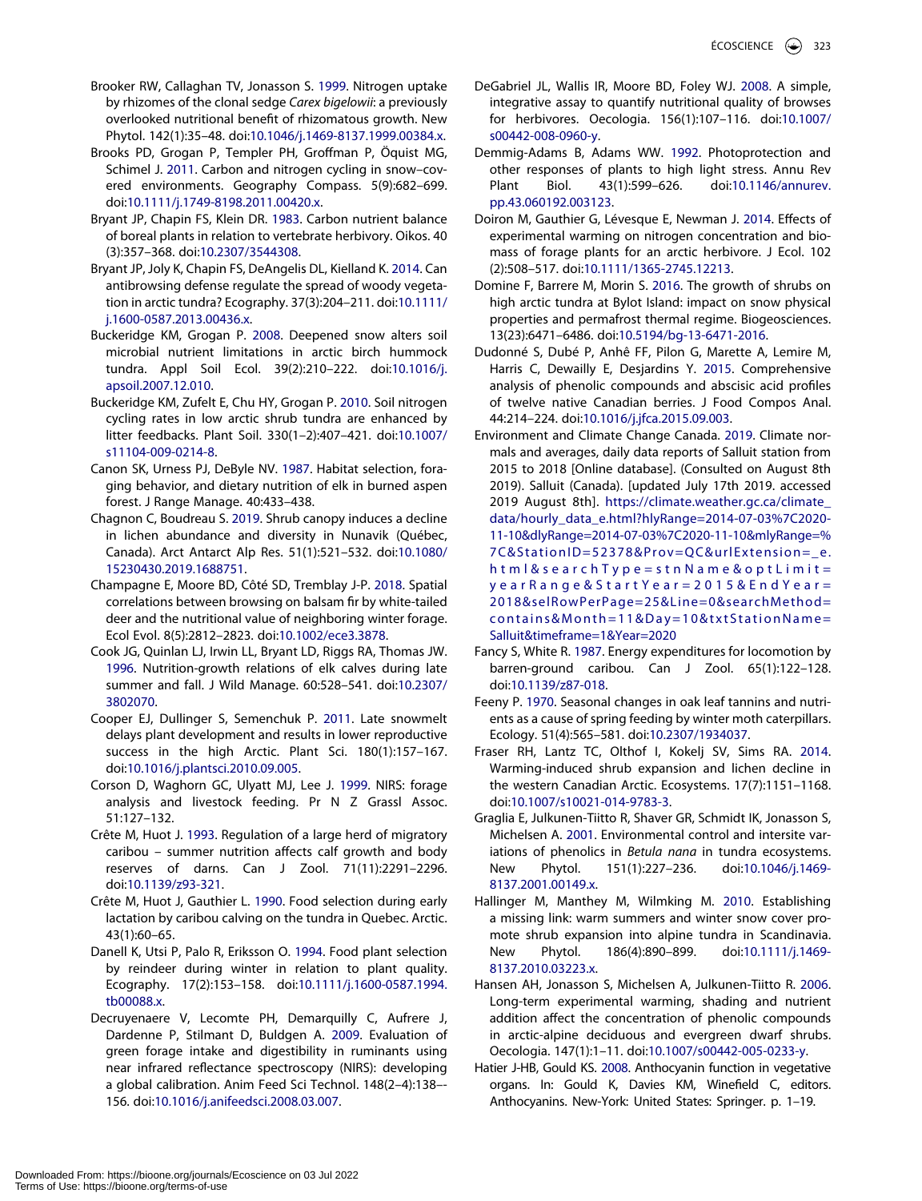Brooker RW, Callaghan TV, Jonasson S. 1999. Nitrogen uptake by rhizomes of the clonal sedge *Carex bigelowii*: a previously overlooked nutritional benefit of rhizomatous growth. New Phytol. 142(1):35–48. doi:10.1046/j.1469-8137.1999.00384.x.

Brooks PD, Grogan P, Templer PH, Groffman P, Öquist MG, Schimel J. 2011. Carbon and nitrogen cycling in snow–covered environments. Geography Compass. 5(9):682–699. doi:10.1111/j.1749-8198.2011.00420.x.

Bryant JP, Chapin FS, Klein DR. 1983. Carbon nutrient balance of boreal plants in relation to vertebrate herbivory. Oikos. 40 (3):357–368. doi:10.2307/3544308.

Bryant JP, Joly K, Chapin FS, DeAngelis DL, Kielland K. 2014. Can antibrowsing defense regulate the spread of woody vegetation in arctic tundra? Ecography. 37(3):204–211. doi:10.1111/j.1600-0587.2013.00436.x.

Buckeridge KM, Grogan P. 2008. Deepened snow alters soil microbial nutrient limitations in arctic birch hummock tundra. Appl Soil Ecol. 39(2):210–222. doi:10.1016/j.apsoil.2007.12.010.

Buckeridge KM, Zufelt E, Chu HY, Grogan P. 2010. Soil nitrogen cycling rates in low arctic shrub tundra are enhanced by litter feedbacks. Plant Soil. 330(1–2):407–421. doi:10.1007/s11104-009-0214-8.

Canon SK, Urness PJ, DeByle NV. 1987. Habitat selection, foraging behavior, and dietary nutrition of elk in burned aspen forest. J Range Manage. 40:433–438.

Chagnon C, Boudreau S. 2019. Shrub canopy induces a decline in lichen abundance and diversity in Nunavik (Québec, Canada). Arct Antarct Alp Res. 51(1):521–532. doi:10.1080/15230430.2019.1688751.

Champagne E, Moore BD, Côté SD, Tremblay J-P. 2018. Spatial correlations between browsing on balsam fir by white-tailed deer and the nutritional value of neighboring winter forage. Ecol Evol. 8(5):2812–2823. doi:10.1002/ece3.3878.

Cook JG, Quinlan LJ, Irwin LL, Bryant LD, Riggs RA, Thomas JW. 1996. Nutrition-growth relations of elk calves during late summer and fall. J Wild Manage. 60:528–541. doi:10.2307/3802070.

Cooper EJ, Dullinger S, Semenchuk P. 2011. Late snowmelt delays plant development and results in lower reproductive success in the high Arctic. Plant Sci. 180(1):157–167. doi:10.1016/j.plantsci.2010.09.005.

Corson D, Waghorn GC, Ulyatt MJ, Lee J. 1999. NIRS: forage analysis and livestock feeding. Pr N Z Grassl Assoc. 51:127–132.

Crête M, Huot J. 1993. Regulation of a large herd of migratory caribou – summer nutrition affects calf growth and body reserves of darns. Can J Zool. 71(11):2291–2296. doi:10.1139/z93-321.

Crête M, Huot J, Gauthier L. 1990. Food selection during early lactation by caribou calving on the tundra in Quebec. Arctic. 43(1):60–65.

Danell K, Utsi P, Palo R, Eriksson O. 1994. Food plant selection by reindeer during winter in relation to plant quality. Ecography. 17(2):153–158. doi:10.1111/j.1600-0587.1994.tb00088.x.

Decruyenaere V, Lecomte PH, Demarquilly C, Aufrere J, Dardenne P, Stilmant D, Buldgen A. 2009. Evaluation of green forage intake and digestibility in ruminants using near infrared reflectance spectroscopy (NIRS): developing a global calibration. Anim Feed Sci Technol. 148(2–4):138–-156. doi:10.1016/j.anifeedsci.2008.03.007.

DeGabriel JL, Wallis IR, Moore BD, Foley WJ. 2008. A simple, integrative assay to quantify nutritional quality of browses for herbivores. Oecologia. 156(1):107–116. doi:10.1007/s00442-008-0960-y.

Demmig-Adams B, Adams WW. 1992. Photoprotection and other responses of plants to high light stress. Annu Rev Plant Biol. 43(1):599–626. doi:10.1146/annurev.pp.43.060192.003123.

Doiron M, Gauthier G, Lévesque E, Newman J. 2014. Effects of experimental warming on nitrogen concentration and biomass of forage plants for an arctic herbivore. J Ecol. 102 (2):508–517. doi:10.1111/1365-2745.12213.

Domine F, Barrere M, Morin S. 2016. The growth of shrubs on high arctic tundra at Bylot Island: impact on snow physical properties and permafrost thermal regime. Biogeosciences. 13(23):6471–6486. doi:10.5194/bg-13-6471-2016.

Dudonné S, Dubé P, Anhê FF, Pilon G, Marette A, Lemire M, Harris C, Dewailly E, Desjardins Y. 2015. Comprehensive analysis of phenolic compounds and abscisic acid profiles of twelve native Canadian berries. J Food Compos Anal. 44:214–224. doi:10.1016/j.jfca.2015.09.003.

Environment and Climate Change Canada. 2019. Climate normals and averages, daily data reports of Salluit station from 2015 to 2018 [Online database]. (Consulted on August 8th 2019). Salluit (Canada). [updated July 17th 2019. accessed 2019 August 8th]. https://climate.weather.gc.ca/climate_data/hourly_data_e.html?hlyRange=2014-07-03%7C2020-11-10&dlyRange=2014-07-03%7C2020-11-10&mlyRange=%7C&StationID=52378&Prov=QC&urlExtension=_e.html&searchType=stnName&optLimit=yearRange&StartYear=2015&EndYear=2018&selRowPerPage=25&Line=0&searchMethod=contains&Month=11&Day=10&txtStationName=Salluit&timeframe=1&Year=2020

Fancy S, White R. 1987. Energy expenditures for locomotion by barren-ground caribou. Can J Zool. 65(1):122–128. doi:10.1139/z87-018.

Feeny P. 1970. Seasonal changes in oak leaf tannins and nutrients as a cause of spring feeding by winter moth caterpillars. Ecology. 51(4):565–581. doi:10.2307/1934037.

Fraser RH, Lantz TC, Olthof I, Kokelj SV, Sims RA. 2014. Warming-induced shrub expansion and lichen decline in the western Canadian Arctic. Ecosystems. 17(7):1151–1168. doi:10.1007/s10021-014-9783-3.

Graglia E, Julkunen-Tiitto R, Shaver GR, Schmidt IK, Jonasson S, Michelsen A. 2001. Environmental control and intersite variations of phenolics in *Betula nana* in tundra ecosystems. New Phytol. 151(1):227–236. doi:10.1046/j.1469-8137.2001.00149.x.

Hallinger M, Manthey M, Wilmking M. 2010. Establishing a missing link: warm summers and winter snow cover promote shrub expansion into alpine tundra in Scandinavia. New Phytol. 186(4):890–899. doi:10.1111/j.1469-8137.2010.03223.x.

Hansen AH, Jonasson S, Michelsen A, Julkunen-Tiitto R. 2006. Long-term experimental warming, shading and nutrient addition affect the concentration of phenolic compounds in arctic-alpine deciduous and evergreen dwarf shrubs. Oecologia. 147(1):1–11. doi:10.1007/s00442-005-0233-y.

Hatier J-HB, Gould KS. 2008. Anthocyanin function in vegetative organs. In: Gould K, Davies KM, Winefield C, editors. Anthocyanins. New-York: United States: Springer. p. 1–19.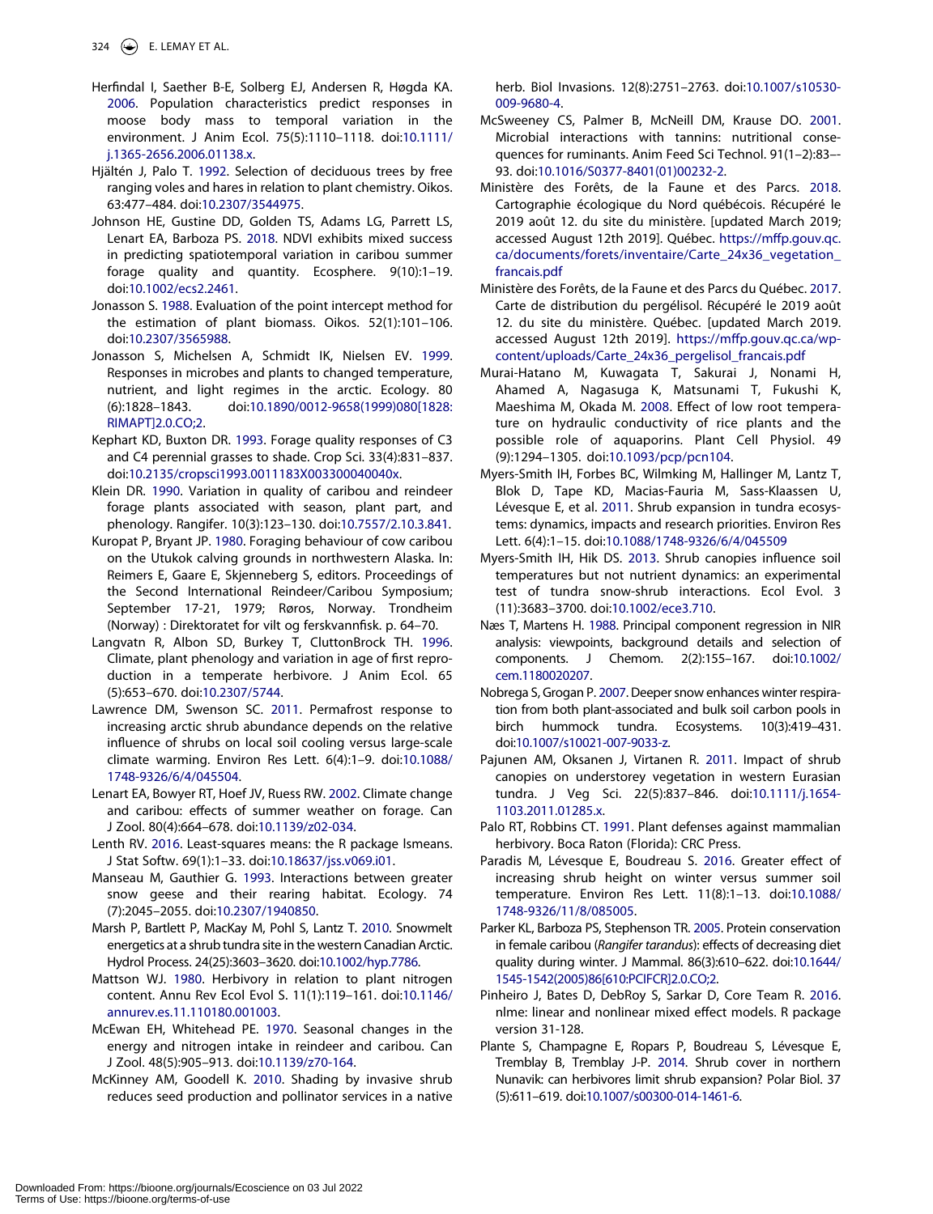Herfindal I, Saether B-E, Solberg EJ, Andersen R, Høgda KA. 2006. Population characteristics predict responses in moose body mass to temporal variation in the environment. J Anim Ecol. 75(5):1110–1118. doi:10.1111/j.1365-2656.2006.01138.x.

Hjältén J, Palo T. 1992. Selection of deciduous trees by free ranging voles and hares in relation to plant chemistry. Oikos. 63:477–484. doi:10.2307/3544975.

Johnson HE, Gustine DD, Golden TS, Adams LG, Parrett LS, Lenart EA, Barboza PS. 2018. NDVI exhibits mixed success in predicting spatiotemporal variation in caribou summer forage quality and quantity. Ecosphere. 9(10):1–19. doi:10.1002/ecs2.2461.

Jonasson S. 1988. Evaluation of the point intercept method for the estimation of plant biomass. Oikos. 52(1):101–106. doi:10.2307/3565988.

Jonasson S, Michelsen A, Schmidt IK, Nielsen EV. 1999. Responses in microbes and plants to changed temperature, nutrient, and light regimes in the arctic. Ecology. 80 (6):1828–1843. doi:10.1890/0012-9658(1999)080[1828:RIMAPT]2.0.CO;2.

Kephart KD, Buxton DR. 1993. Forage quality responses of C3 and C4 perennial grasses to shade. Crop Sci. 33(4):831–837. doi:10.2135/cropsci1993.0011183X003300040040x.

Klein DR. 1990. Variation in quality of caribou and reindeer forage plants associated with season, plant part, and phenology. Rangifer. 10(3):123–130. doi:10.7557/2.10.3.841.

Kuropat P, Bryant JP. 1980. Foraging behaviour of cow caribou on the Utukok calving grounds in northwestern Alaska. In: Reimers E, Gaare E, Skjenneberg S, editors. Proceedings of the Second International Reindeer/Caribou Symposium; September 17-21, 1979; Røros, Norway. Trondheim (Norway) : Direktoratet for vilt og ferskvannfisk. p. 64–70.

Langvatn R, Albon SD, Burkey T, CluttonBrock TH. 1996. Climate, plant phenology and variation in age of first reproduction in a temperate herbivore. J Anim Ecol. 65 (5):653–670. doi:10.2307/5744.

Lawrence DM, Swenson SC. 2011. Permafrost response to increasing arctic shrub abundance depends on the relative influence of shrubs on local soil cooling versus large-scale climate warming. Environ Res Lett. 6(4):1–9. doi:10.1088/1748-9326/6/4/045504.

Lenart EA, Bowyer RT, Hoef JV, Ruess RW. 2002. Climate change and caribou: effects of summer weather on forage. Can J Zool. 80(4):664–678. doi:10.1139/z02-034.

Lenth RV. 2016. Least-squares means: the R package lsmeans. J Stat Softw. 69(1):1–33. doi:10.18637/jss.v069.i01.

Manseau M, Gauthier G. 1993. Interactions between greater snow geese and their rearing habitat. Ecology. 74 (7):2045–2055. doi:10.2307/1940850.

Marsh P, Bartlett P, MacKay M, Pohl S, Lantz T. 2010. Snowmelt energetics at a shrub tundra site in the western Canadian Arctic. Hydrol Process. 24(25):3603–3620. doi:10.1002/hyp.7786.

Mattson WJ. 1980. Herbivory in relation to plant nitrogen content. Annu Rev Ecol Evol S. 11(1):119–161. doi:10.1146/annurev.es.11.110180.001003.

McEwan EH, Whitehead PE. 1970. Seasonal changes in the energy and nitrogen intake in reindeer and caribou. Can J Zool. 48(5):905–913. doi:10.1139/z70-164.

McKinney AM, Goodell K. 2010. Shading by invasive shrub reduces seed production and pollinator services in a native herb. Biol Invasions. 12(8):2751–2763. doi:10.1007/s10530-009-9680-4.

McSweeney CS, Palmer B, McNeill DM, Krause DO. 2001. Microbial interactions with tannins: nutritional consequences for ruminants. Anim Feed Sci Technol. 91(1–2):83––93. doi:10.1016/S0377-8401(01)00232-2.

Ministère des Forêts, de la Faune et des Parcs. 2018. Cartographie écologique du Nord québécois. Récupéré le 2019 août 12. du site du ministère. [updated March 2019; accessed August 12th 2019]. Québec. https://mffp.gouv.qc.ca/documents/forets/inventaire/Carte_24x36_vegetation_francais.pdf

Ministère des Forêts, de la Faune et des Parcs du Québec. 2017. Carte de distribution du pergélisol. Récupéré le 2019 août 12. du site du ministère. Québec. [updated March 2019. accessed August 12th 2019]. https://mffp.gouv.qc.ca/wp-content/uploads/Carte_24x36_pergelisol_francais.pdf

Murai-Hatano M, Kuwagata T, Sakurai J, Nonami H, Ahamed A, Nagasuga K, Matsunami T, Fukushi K, Maeshima M, Okada M. 2008. Effect of low root temperature on hydraulic conductivity of rice plants and the possible role of aquaporins. Plant Cell Physiol. 49 (9):1294–1305. doi:10.1093/pcp/pcn104.

Myers-Smith IH, Forbes BC, Wilmking M, Hallinger M, Lantz T, Blok D, Tape KD, Macias-Fauria M, Sass-Klaassen U, Lévesque E, et al. 2011. Shrub expansion in tundra ecosystems: dynamics, impacts and research priorities. Environ Res Lett. 6(4):1–15. doi:10.1088/1748-9326/6/4/045509

Myers-Smith IH, Hik DS. 2013. Shrub canopies influence soil temperatures but not nutrient dynamics: an experimental test of tundra snow-shrub interactions. Ecol Evol. 3 (11):3683–3700. doi:10.1002/ece3.710.

Næs T, Martens H. 1988. Principal component regression in NIR analysis: viewpoints, background details and selection of components. J Chemom. 2(2):155–167. doi:10.1002/cem.1180020207.

Nobrega S, Grogan P. 2007. Deeper snow enhances winter respiration from both plant-associated and bulk soil carbon pools in birch hummock tundra. Ecosystems. 10(3):419–431. doi:10.1007/s10021-007-9033-z.

Pajunen AM, Oksanen J, Virtanen R. 2011. Impact of shrub canopies on understorey vegetation in western Eurasian tundra. J Veg Sci. 22(5):837–846. doi:10.1111/j.1654-1103.2011.01285.x.

Palo RT, Robbins CT. 1991. Plant defenses against mammalian herbivory. Boca Raton (Florida): CRC Press.

Paradis M, Lévesque E, Boudreau S. 2016. Greater effect of increasing shrub height on winter versus summer soil temperature. Environ Res Lett. 11(8):1–13. doi:10.1088/1748-9326/11/8/085005.

Parker KL, Barboza PS, Stephenson TR. 2005. Protein conservation in female caribou (*Rangifer tarandus*): effects of decreasing diet quality during winter. J Mammal. 86(3):610–622. doi:10.1644/1545-1542(2005)86[610:PCIFCR]2.0.CO;2.

Pinheiro J, Bates D, DebRoy S, Sarkar D, Core Team R. 2016. nlme: linear and nonlinear mixed effect models. R package version 31-128.

Plante S, Champagne E, Ropars P, Boudreau S, Lévesque E, Tremblay B, Tremblay J-P. 2014. Shrub cover in northern Nunavik: can herbivores limit shrub expansion? Polar Biol. 37 (5):611–619. doi:10.1007/s00300-014-1461-6.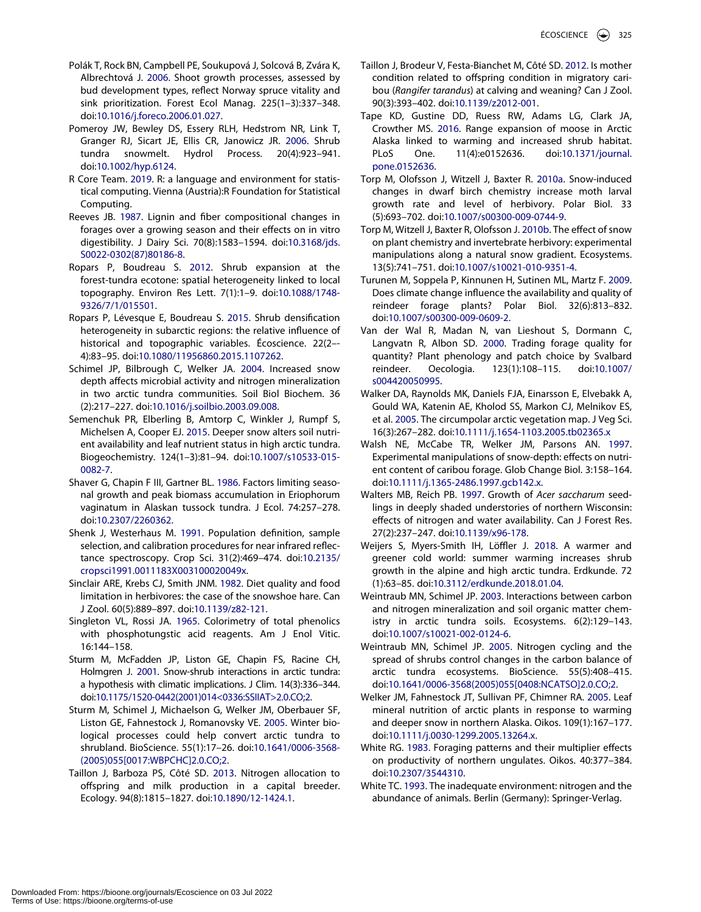Polák T, Rock BN, Campbell PE, Soukupová J, Solcová B, Zvára K, Albrechtová J. 2006. Shoot growth processes, assessed by bud development types, reflect Norway spruce vitality and sink prioritization. Forest Ecol Manag. 225(1–3):337–348. doi:10.1016/j.foreco.2006.01.027.

Pomeroy JW, Bewley DS, Essery RLH, Hedstrom NR, Link T, Granger RJ, Sicart JE, Ellis CR, Janowicz JR. 2006. Shrub tundra snowmelt. Hydrol Process. 20(4):923–941. doi:10.1002/hyp.6124.

R Core Team. 2019. R: a language and environment for statistical computing. Vienna (Austria):R Foundation for Statistical Computing.

Reeves JB. 1987. Lignin and fiber compositional changes in forages over a growing season and their effects on in vitro digestibility. J Dairy Sci. 70(8):1583–1594. doi:10.3168/jds.S0022-0302(87)80186-8.

Ropars P, Boudreau S. 2012. Shrub expansion at the forest-tundra ecotone: spatial heterogeneity linked to local topography. Environ Res Lett. 7(1):1–9. doi:10.1088/1748-9326/7/1/015501.

Ropars P, Lévesque E, Boudreau S. 2015. Shrub densification heterogeneity in subarctic regions: the relative influence of historical and topographic variables. Écoscience. 22(2–-4):83–95. doi:10.1080/11956860.2015.1107262.

Schimel JP, Bilbrough C, Welker JA. 2004. Increased snow depth affects microbial activity and nitrogen mineralization in two arctic tundra communities. Soil Biol Biochem. 36(2):217–227. doi:10.1016/j.soilbio.2003.09.008.

Semenchuk PR, Elberling B, Amtorp C, Winkler J, Rumpf S, Michelsen A, Cooper EJ. 2015. Deeper snow alters soil nutrient availability and leaf nutrient status in high arctic tundra. Biogeochemistry. 124(1–3):81–94. doi:10.1007/s10533-015-0082-7.

Shaver G, Chapin F III, Gartner BL. 1986. Factors limiting seasonal growth and peak biomass accumulation in Eriophorum vaginatum in Alaskan tussock tundra. J Ecol. 74:257–278. doi:10.2307/2260362.

Shenk J, Westerhaus M. 1991. Population definition, sample selection, and calibration procedures for near infrared reflectance spectroscopy. Crop Sci. 31(2):469–474. doi:10.2135/cropsci1991.0011183X003100020049x.

Sinclair ARE, Krebs CJ, Smith JNM. 1982. Diet quality and food limitation in herbivores: the case of the snowshoe hare. Can J Zool. 60(5):889–897. doi:10.1139/z82-121.

Singleton VL, Rossi JA. 1965. Colorimetry of total phenolics with phosphotungstic acid reagents. Am J Enol Vitic. 16:144–158.

Sturm M, McFadden JP, Liston GE, Chapin FS, Racine CH, Holmgren J. 2001. Snow-shrub interactions in arctic tundra: a hypothesis with climatic implications. J Clim. 14(3):336–344. doi:10.1175/1520-0442(2001)014<0336:SSIIAT>2.0.CO;2.

Sturm M, Schimel J, Michaelson G, Welker JM, Oberbauer SF, Liston GE, Fahnestock J, Romanovsky VE. 2005. Winter biological processes could help convert arctic tundra to shrubland. BioScience. 55(1):17–26. doi:10.1641/0006-3568-(2005)055[0017:WBPCHC]2.0.CO;2.

Taillon J, Barboza PS, Côté SD. 2013. Nitrogen allocation to offspring and milk production in a capital breeder. Ecology. 94(8):1815–1827. doi:10.1890/12-1424.1.

Taillon J, Brodeur V, Festa-Bianchet M, Côté SD. 2012. Is mother condition related to offspring condition in migratory caribou (*Rangifer tarandus*) at calving and weaning? Can J Zool. 90(3):393–402. doi:10.1139/z2012-001.

Tape KD, Gustine DD, Ruess RW, Adams LG, Clark JA, Crowther MS. 2016. Range expansion of moose in Arctic Alaska linked to warming and increased shrub habitat. PLoS One. 11(4):e0152636. doi:10.1371/journal.pone.0152636.

Torp M, Olofsson J, Witzell J, Baxter R. 2010a. Snow-induced changes in dwarf birch chemistry increase moth larval growth rate and level of herbivory. Polar Biol. 33(5):693–702. doi:10.1007/s00300-009-0744-9.

Torp M, Witzell J, Baxter R, Olofsson J. 2010b. The effect of snow on plant chemistry and invertebrate herbivory: experimental manipulations along a natural snow gradient. Ecosystems. 13(5):741–751. doi:10.1007/s10021-010-9351-4.

Turunen M, Soppela P, Kinnunen H, Sutinen ML, Martz F. 2009. Does climate change influence the availability and quality of reindeer forage plants? Polar Biol. 32(6):813–832. doi:10.1007/s00300-009-0609-2.

Van der Wal R, Madan N, van Lieshout S, Dormann C, Langvatn R, Albon SD. 2000. Trading forage quality for quantity? Plant phenology and patch choice by Svalbard reindeer. Oecologia. 123(1):108–115. doi:10.1007/s004420050995.

Walker DA, Raynolds MK, Daniels FJA, Einarsson E, Elvebakk A, Gould WA, Katenin AE, Kholod SS, Markon CJ, Melnikov ES, et al. 2005. The circumpolar arctic vegetation map. J Veg Sci. 16(3):267–282. doi:10.1111/j.1654-1103.2005.tb02365.x

Walsh NE, McCabe TR, Welker JM, Parsons AN. 1997. Experimental manipulations of snow-depth: effects on nutrient content of caribou forage. Glob Change Biol. 3:158–164. doi:10.1111/j.1365-2486.1997.gcb142.x.

Walters MB, Reich PB. 1997. Growth of *Acer saccharum* seedlings in deeply shaded understories of northern Wisconsin: effects of nitrogen and water availability. Can J Forest Res. 27(2):237–247. doi:10.1139/x96-178.

Weijers S, Myers-Smith IH, Löffler J. 2018. A warmer and greener cold world: summer warming increases shrub growth in the alpine and high arctic tundra. Erdkunde. 72(1):63–85. doi:10.3112/erdkunde.2018.01.04.

Weintraub MN, Schimel JP. 2003. Interactions between carbon and nitrogen mineralization and soil organic matter chemistry in arctic tundra soils. Ecosystems. 6(2):129–143. doi:10.1007/s10021-002-0124-6.

Weintraub MN, Schimel JP. 2005. Nitrogen cycling and the spread of shrubs control changes in the carbon balance of arctic tundra ecosystems. BioScience. 55(5):408–415. doi:10.1641/0006-3568(2005)055[0408:NCATSO]2.0.CO;2.

Welker JM, Fahnestock JT, Sullivan PF, Chimner RA. 2005. Leaf mineral nutrition of arctic plants in response to warming and deeper snow in northern Alaska. Oikos. 109(1):167–177. doi:10.1111/j.0030-1299.2005.13264.x.

White RG. 1983. Foraging patterns and their multiplier effects on productivity of northern ungulates. Oikos. 40:377–384. doi:10.2307/3544310.

White TC. 1993. The inadequate environment: nitrogen and the abundance of animals. Berlin (Germany): Springer-Verlag.